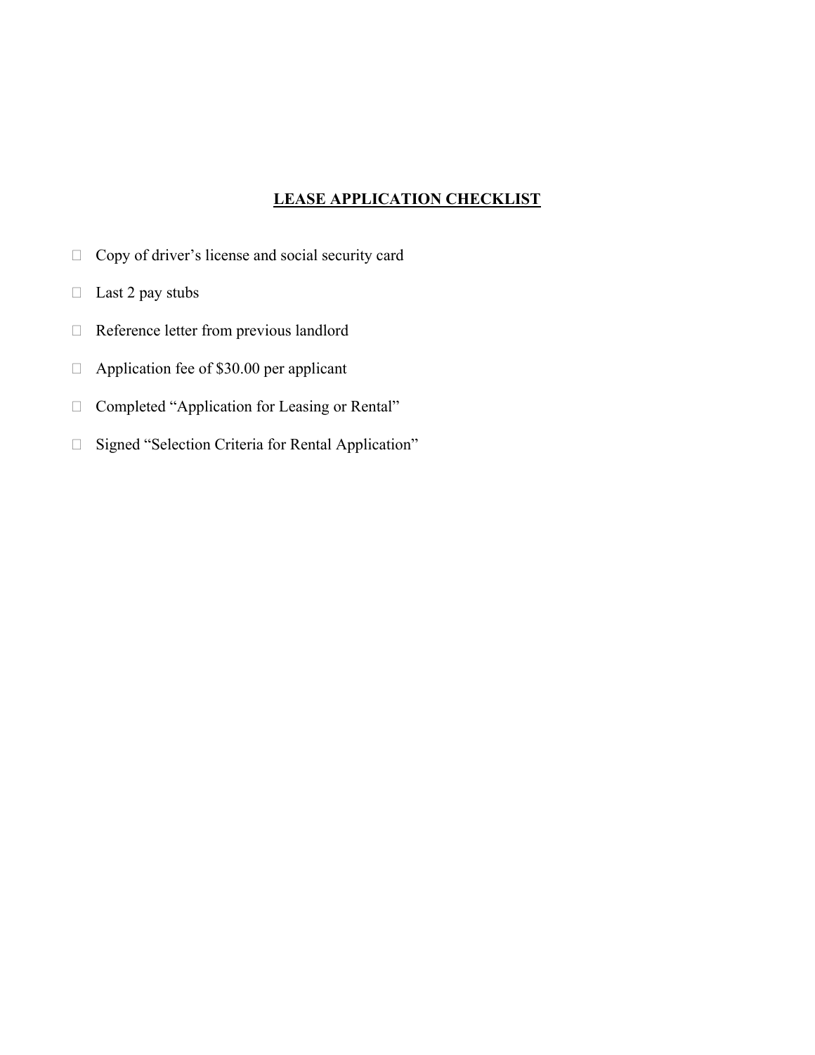# **LEASE APPLICATION CHECKLIST**

- [ ] Copy of driver's license and social security card
- [ ] Last 2 pay stubs
- [ ] Reference letter from previous landlord
- [ ] Application fee of $30.00 per applicant
- [ ] Completed "Application for Leasing or Rental"
- [ ] Signed "Selection Criteria for Rental Application"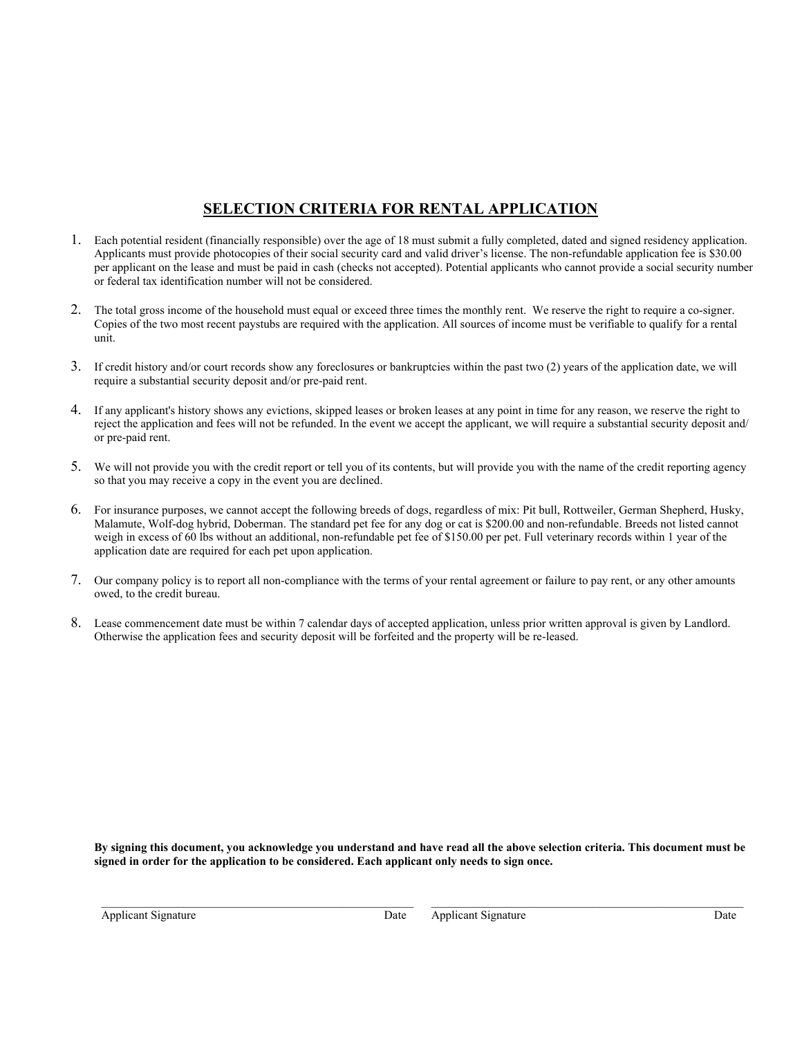## SELECTION CRITERIA FOR RENTAL APPLICATION

1. Each potential resident (financially responsible) over the age of 18 must submit a fully completed, dated and signed residency application. Applicants must provide photocopies of their social security card and valid driver's license. The non-refundable application fee is $30.00 per applicant on the lease and must be paid in cash (checks not accepted). Potential applicants who cannot provide a social security number or federal tax identification number will not be considered.

2. The total gross income of the household must equal or exceed three times the monthly rent. We reserve the right to require a co-signer. Copies of the two most recent paystubs are required with the application. All sources of income must be verifiable to qualify for a rental unit.

3. If credit history and/or court records show any foreclosures or bankruptcies within the past two (2) years of the application date, we will require a substantial security deposit and/or pre-paid rent.

4. If any applicant's history shows any evictions, skipped leases or broken leases at any point in time for any reason, we reserve the right to reject the application and fees will not be refunded. In the event we accept the applicant, we will require a substantial security deposit and/ or pre-paid rent.

5. We will not provide you with the credit report or tell you of its contents, but will provide you with the name of the credit reporting agency so that you may receive a copy in the event you are declined.

6. For insurance purposes, we cannot accept the following breeds of dogs, regardless of mix: Pit bull, Rottweiler, German Shepherd, Husky, Malamute, Wolf-dog hybrid, Doberman. The standard pet fee for any dog or cat is $200.00 and non-refundable. Breeds not listed cannot weigh in excess of 60 lbs without an additional, non-refundable pet fee of $150.00 per pet. Full veterinary records within 1 year of the application date are required for each pet upon application.

7. Our company policy is to report all non-compliance with the terms of your rental agreement or failure to pay rent, or any other amounts owed, to the credit bureau.

8. Lease commencement date must be within 7 calendar days of accepted application, unless prior written approval is given by Landlord. Otherwise the application fees and security deposit will be forfeited and the property will be re-leased.

**By signing this document, you acknowledge you understand and have read all the above selection criteria. This document must be signed in order for the application to be considered. Each applicant only needs to sign once.**

Applicant Signature ____________________ Date ________

Applicant Signature ____________________ Date ________